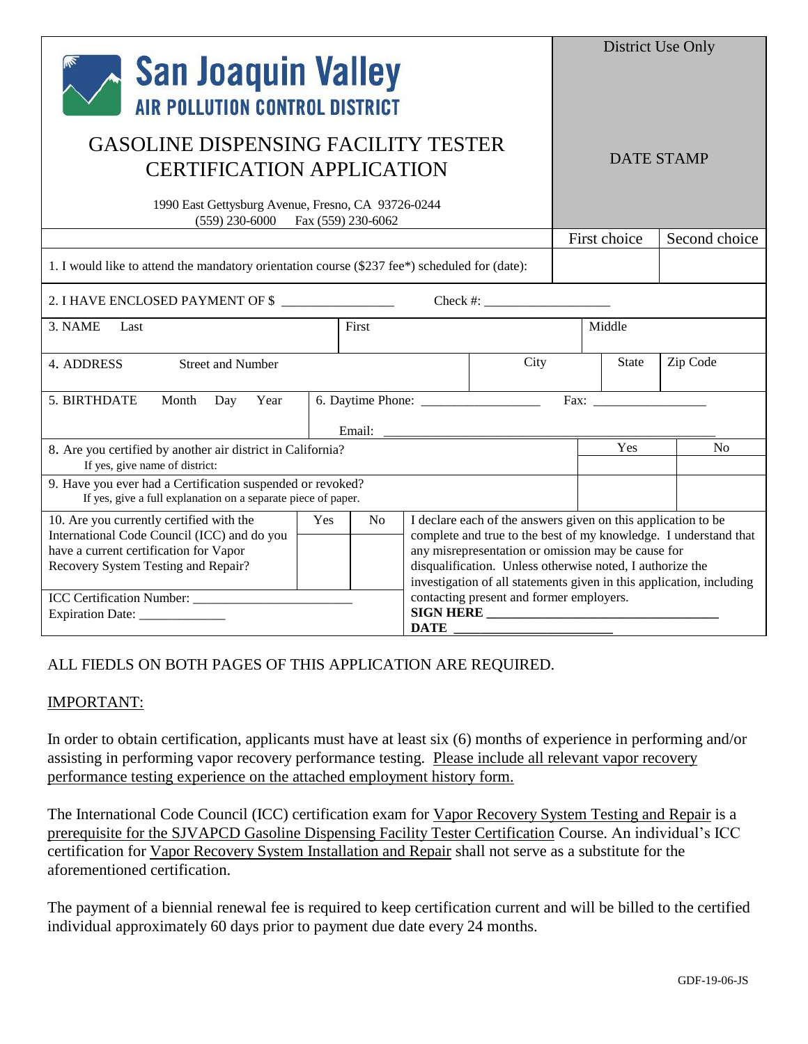**San Joaquin Valley**
**AIR POLLUTION CONTROL DISTRICT**

# GASOLINE DISPENSING FACILITY TESTER CERTIFICATION APPLICATION

1990 East Gettysburg Avenue, Fresno, CA 93726-0244
(559) 230-6000 Fax (559) 230-6062

District Use Only

DATE STAMP

| | First choice | Second choice |
|---|---|---|
| 1. I would like to attend the mandatory orientation course ($237 fee*) scheduled for (date): | | |

2. I HAVE ENCLOSED PAYMENT OF $ ________________ Check #: __________________

| 3. NAME Last | First | Middle |
|---|---|---|
| | | |

| 4. ADDRESS Street and Number | City | State | Zip Code |
|---|---|---|---|
| | | | |

5. BIRTHDATE Month Day Year

6. Daytime Phone: _________________ Fax: ________________

Email: ______________________________________________

| | Yes | No |
|---|---|---|
| 8. Are you certified by another air district in California? If yes, give name of district: | | |
| 9. Have you ever had a Certification suspended or revoked? If yes, give a full explanation on a separate piece of paper. | | |

| | Yes | No |
|---|---|---|
| 10. Are you currently certified with the International Code Council (ICC) and do you have a current certification for Vapor Recovery System Testing and Repair? | | |

ICC Certification Number: ________________________
Expiration Date: _____________

I declare each of the answers given on this application to be complete and true to the best of my knowledge. I understand that any misrepresentation or omission may be cause for disqualification. Unless otherwise noted, I authorize the investigation of all statements given in this application, including contacting present and former employers.

**SIGN HERE** ___________________________________

**DATE** _______________________

ALL FIEDLS ON BOTH PAGES OF THIS APPLICATION ARE REQUIRED.

IMPORTANT:

In order to obtain certification, applicants must have at least six (6) months of experience in performing and/or assisting in performing vapor recovery performance testing. Please include all relevant vapor recovery performance testing experience on the attached employment history form.

The International Code Council (ICC) certification exam for Vapor Recovery System Testing and Repair is a prerequisite for the SJVAPCD Gasoline Dispensing Facility Tester Certification Course. An individual's ICC certification for Vapor Recovery System Installation and Repair shall not serve as a substitute for the aforementioned certification.

The payment of a biennial renewal fee is required to keep certification current and will be billed to the certified individual approximately 60 days prior to payment due date every 24 months.

GDF-19-06-JS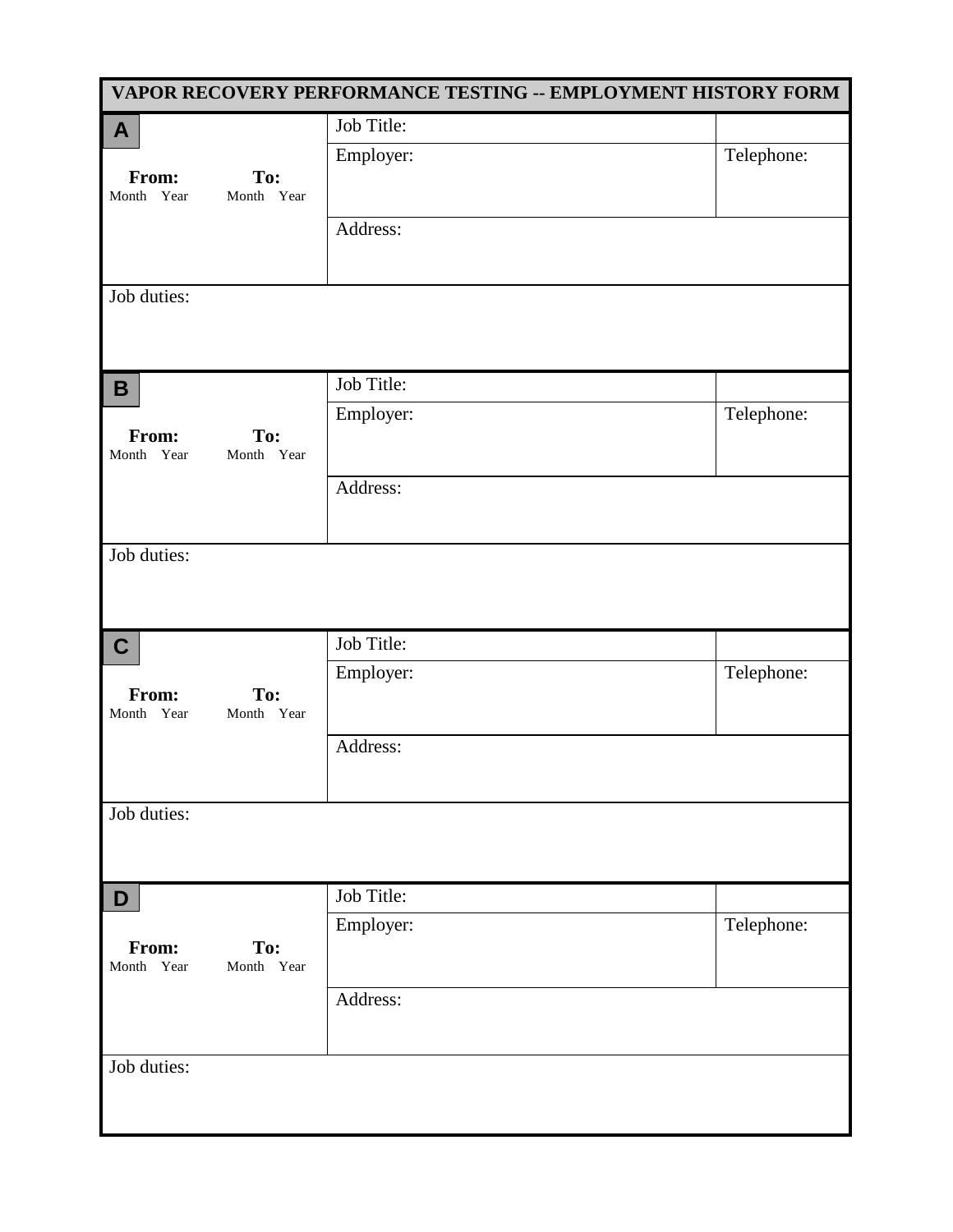# VAPOR RECOVERY PERFORMANCE TESTING -- EMPLOYMENT HISTORY FORM

| | | |
|---|---|---|
| **A** | Job Title: | |
| **From:** Month Year **To:** Month Year | Employer: | Telephone: |
| | Address: | |
| Job duties: | | |

| | | |
|---|---|---|
| **B** | Job Title: | |
| **From:** Month Year **To:** Month Year | Employer: | Telephone: |
| | Address: | |
| Job duties: | | |

| | | |
|---|---|---|
| **C** | Job Title: | |
| **From:** Month Year **To:** Month Year | Employer: | Telephone: |
| | Address: | |
| Job duties: | | |

| | | |
|---|---|---|
| **D** | Job Title: | |
| **From:** Month Year **To:** Month Year | Employer: | Telephone: |
| | Address: | |
| Job duties: | | |